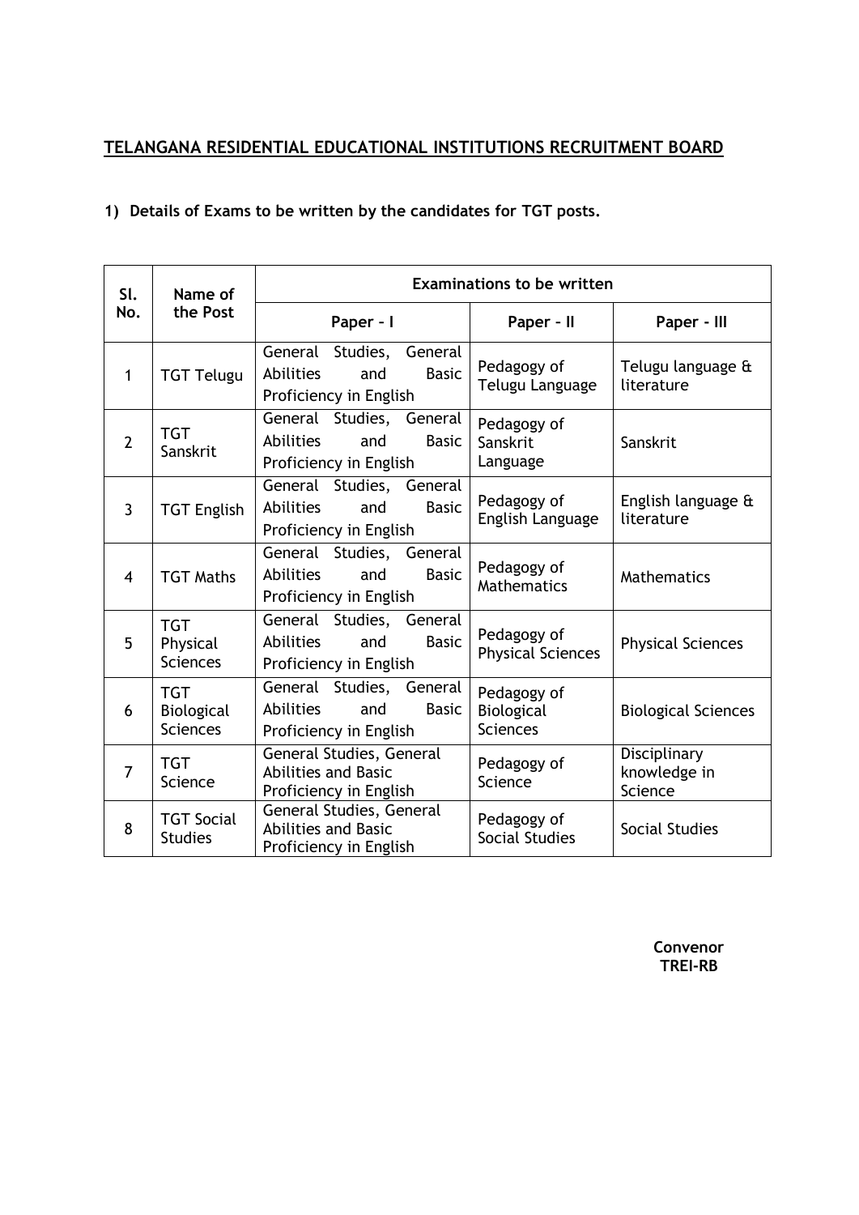# TELANGANA RESIDENTIAL EDUCATIONAL INSTITUTIONS RECRUITMENT BOARD

**1) Details of Exams to be written by the candidates for TGT posts.**

| Sl. No. | Name of the Post | Examinations to be written | | |
|---|---|---|---|---|
| | | Paper - I | Paper - II | Paper - III |
| 1 | TGT Telugu | General Studies, General Abilities and Basic Proficiency in English | Pedagogy of Telugu Language | Telugu language & literature |
| 2 | TGT Sanskrit | General Studies, General Abilities and Basic Proficiency in English | Pedagogy of Sanskrit Language | Sanskrit |
| 3 | TGT English | General Studies, General Abilities and Basic Proficiency in English | Pedagogy of English Language | English language & literature |
| 4 | TGT Maths | General Studies, General Abilities and Basic Proficiency in English | Pedagogy of Mathematics | Mathematics |
| 5 | TGT Physical Sciences | General Studies, General Abilities and Basic Proficiency in English | Pedagogy of Physical Sciences | Physical Sciences |
| 6 | TGT Biological Sciences | General Studies, General Abilities and Basic Proficiency in English | Pedagogy of Biological Sciences | Biological Sciences |
| 7 | TGT Science | General Studies, General Abilities and Basic Proficiency in English | Pedagogy of Science | Disciplinary knowledge in Science |
| 8 | TGT Social Studies | General Studies, General Abilities and Basic Proficiency in English | Pedagogy of Social Studies | Social Studies |

**Convenor**
**TREI-RB**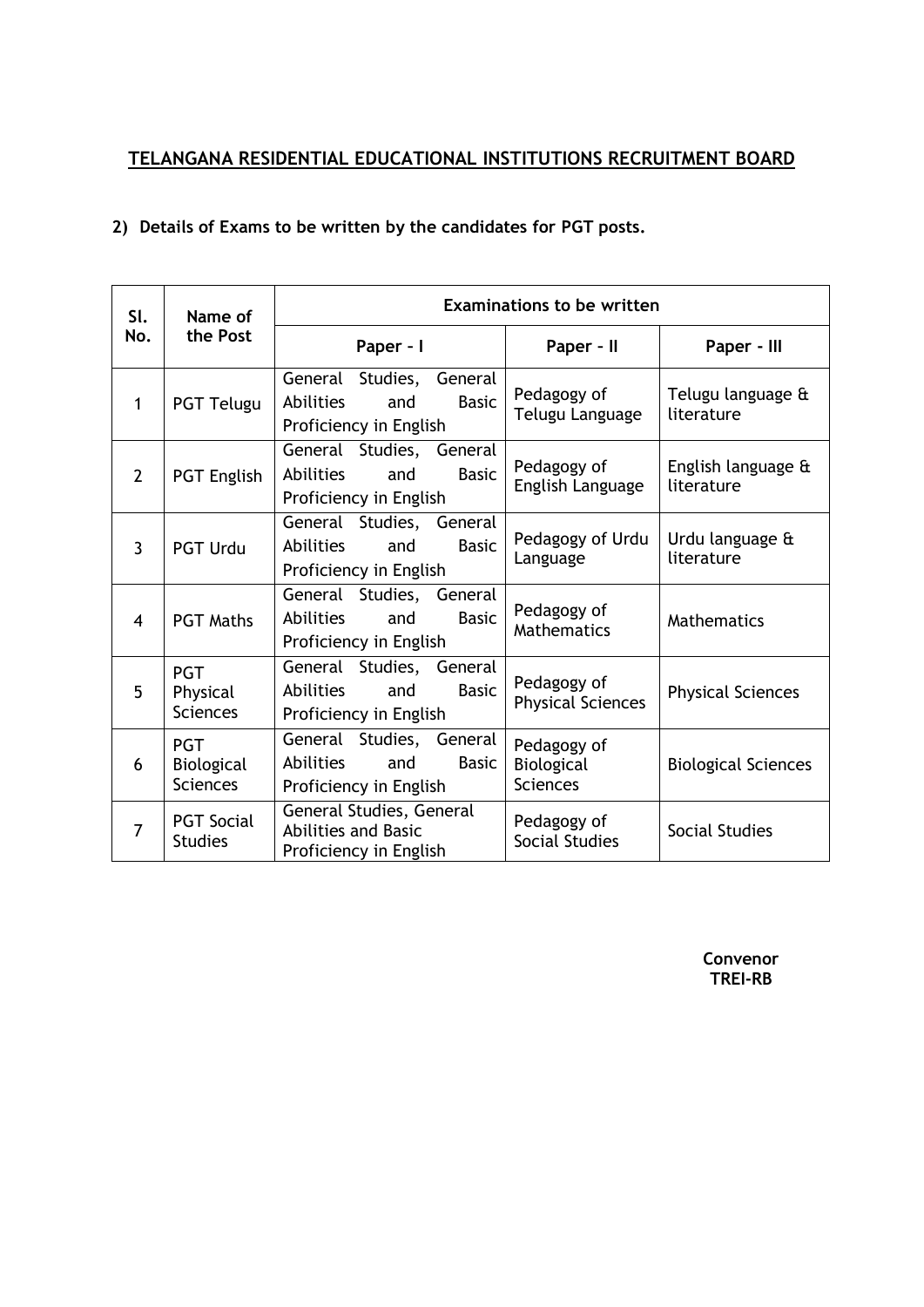# TELANGANA RESIDENTIAL EDUCATIONAL INSTITUTIONS RECRUITMENT BOARD

**2) Details of Exams to be written by the candidates for PGT posts.**

| Sl. No. | Name of the Post | Examinations to be written | | |
|---|---|---|---|---|
| | | Paper - I | Paper - II | Paper - III |
| 1 | PGT Telugu | General Studies, General Abilities and Basic Proficiency in English | Pedagogy of Telugu Language | Telugu language & literature |
| 2 | PGT English | General Studies, General Abilities and Basic Proficiency in English | Pedagogy of English Language | English language & literature |
| 3 | PGT Urdu | General Studies, General Abilities and Basic Proficiency in English | Pedagogy of Urdu Language | Urdu language & literature |
| 4 | PGT Maths | General Studies, General Abilities and Basic Proficiency in English | Pedagogy of Mathematics | Mathematics |
| 5 | PGT Physical Sciences | General Studies, General Abilities and Basic Proficiency in English | Pedagogy of Physical Sciences | Physical Sciences |
| 6 | PGT Biological Sciences | General Studies, General Abilities and Basic Proficiency in English | Pedagogy of Biological Sciences | Biological Sciences |
| 7 | PGT Social Studies | General Studies, General Abilities and Basic Proficiency in English | Pedagogy of Social Studies | Social Studies |

**Convenor**
**TREI-RB**